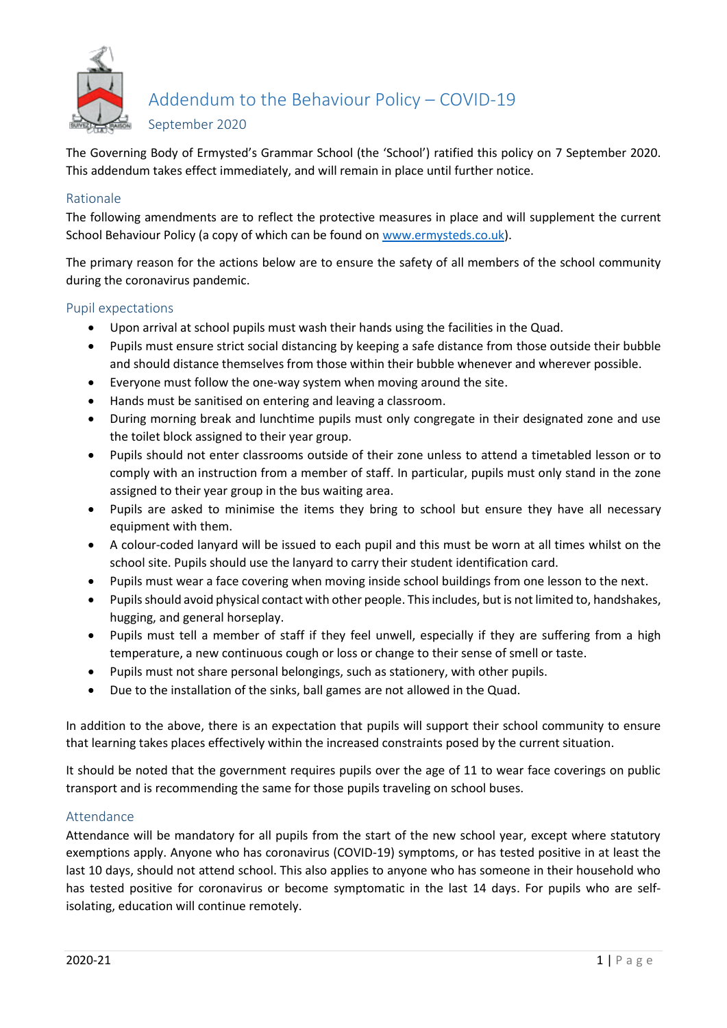# Addendum to the Behaviour Policy – COVID-19

September 2020

The Governing Body of Ermysted's Grammar School (the 'School') ratified this policy on 7 September 2020. This addendum takes effect immediately, and will remain in place until further notice.

## Rationale

The following amendments are to reflect the protective measures in place and will supplement the current School Behaviour Policy (a copy of which can be found on [www.ermysteds.co.uk](www.ermysteds.co.uk)).

The primary reason for the actions below are to ensure the safety of all members of the school community during the coronavirus pandemic.

## Pupil expectations

- Upon arrival at school pupils must wash their hands using the facilities in the Quad.
- Pupils must ensure strict social distancing by keeping a safe distance from those outside their bubble and should distance themselves from those within their bubble whenever and wherever possible.
- Everyone must follow the one-way system when moving around the site.
- Hands must be sanitised on entering and leaving a classroom.
- During morning break and lunchtime pupils must only congregate in their designated zone and use the toilet block assigned to their year group.
- Pupils should not enter classrooms outside of their zone unless to attend a timetabled lesson or to comply with an instruction from a member of staff. In particular, pupils must only stand in the zone assigned to their year group in the bus waiting area.
- Pupils are asked to minimise the items they bring to school but ensure they have all necessary equipment with them.
- A colour-coded lanyard will be issued to each pupil and this must be worn at all times whilst on the school site. Pupils should use the lanyard to carry their student identification card.
- Pupils must wear a face covering when moving inside school buildings from one lesson to the next.
- Pupils should avoid physical contact with other people. This includes, but is not limited to, handshakes, hugging, and general horseplay.
- Pupils must tell a member of staff if they feel unwell, especially if they are suffering from a high temperature, a new continuous cough or loss or change to their sense of smell or taste.
- Pupils must not share personal belongings, such as stationery, with other pupils.
- Due to the installation of the sinks, ball games are not allowed in the Quad.

In addition to the above, there is an expectation that pupils will support their school community to ensure that learning takes places effectively within the increased constraints posed by the current situation.

It should be noted that the government requires pupils over the age of 11 to wear face coverings on public transport and is recommending the same for those pupils traveling on school buses.

## Attendance

Attendance will be mandatory for all pupils from the start of the new school year, except where statutory exemptions apply. Anyone who has coronavirus (COVID-19) symptoms, or has tested positive in at least the last 10 days, should not attend school. This also applies to anyone who has someone in their household who has tested positive for coronavirus or become symptomatic in the last 14 days. For pupils who are self-isolating, education will continue remotely.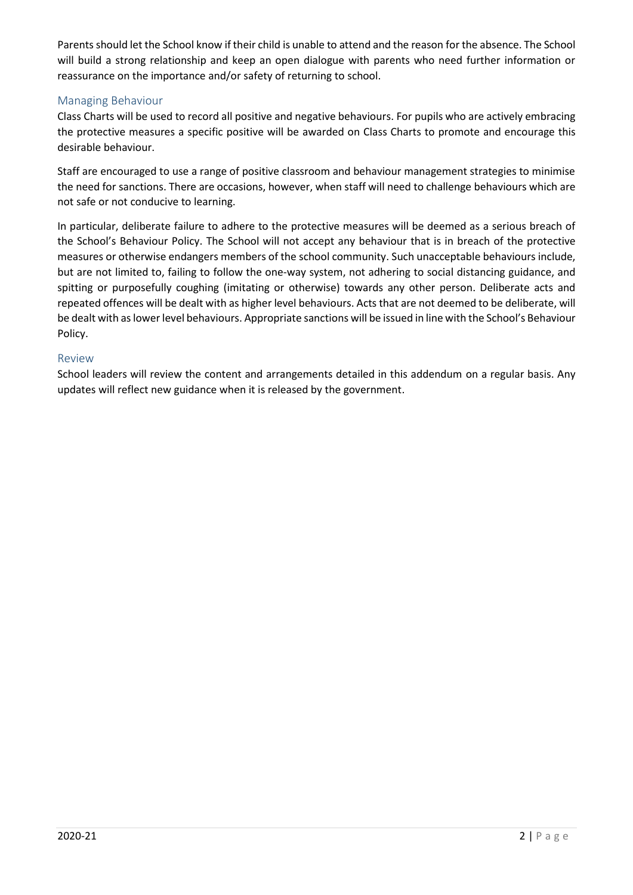Parents should let the School know if their child is unable to attend and the reason for the absence. The School will build a strong relationship and keep an open dialogue with parents who need further information or reassurance on the importance and/or safety of returning to school.

## Managing Behaviour

Class Charts will be used to record all positive and negative behaviours. For pupils who are actively embracing the protective measures a specific positive will be awarded on Class Charts to promote and encourage this desirable behaviour.

Staff are encouraged to use a range of positive classroom and behaviour management strategies to minimise the need for sanctions. There are occasions, however, when staff will need to challenge behaviours which are not safe or not conducive to learning.

In particular, deliberate failure to adhere to the protective measures will be deemed as a serious breach of the School's Behaviour Policy. The School will not accept any behaviour that is in breach of the protective measures or otherwise endangers members of the school community. Such unacceptable behaviours include, but are not limited to, failing to follow the one-way system, not adhering to social distancing guidance, and spitting or purposefully coughing (imitating or otherwise) towards any other person. Deliberate acts and repeated offences will be dealt with as higher level behaviours. Acts that are not deemed to be deliberate, will be dealt with as lower level behaviours. Appropriate sanctions will be issued in line with the School's Behaviour Policy.

## Review

School leaders will review the content and arrangements detailed in this addendum on a regular basis. Any updates will reflect new guidance when it is released by the government.